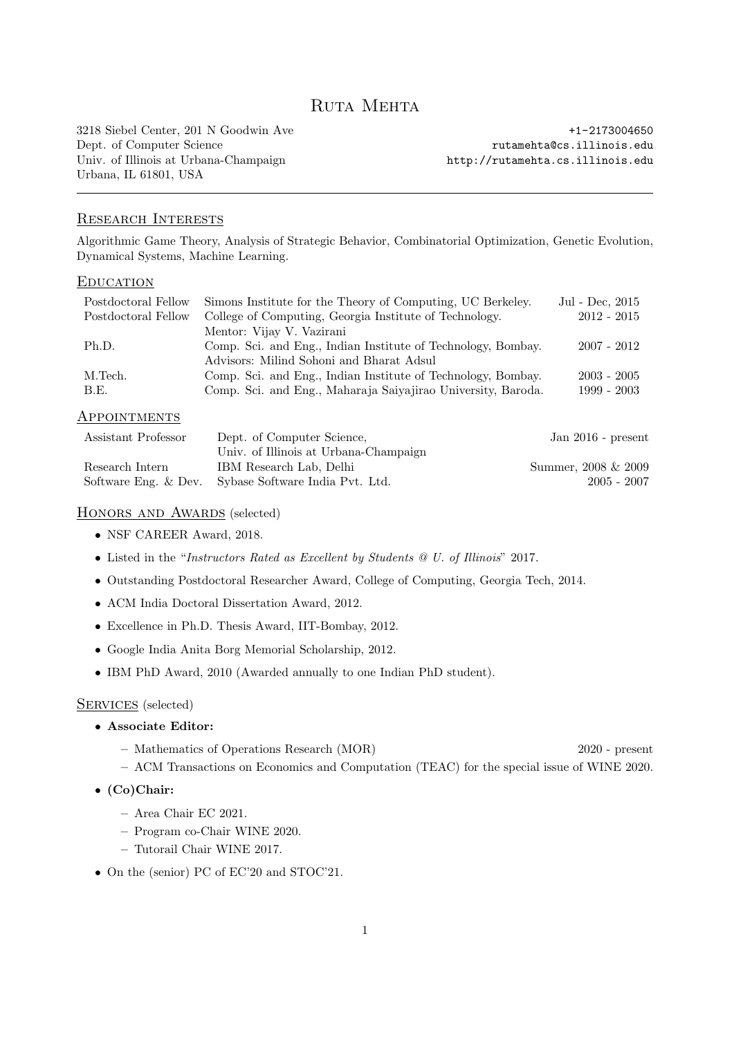# Ruta Mehta

3218 Siebel Center, 201 N Goodwin Ave
Dept. of Computer Science
Univ. of Illinois at Urbana-Champaign
Urbana, IL 61801, USA

+1-2173004650
rutamehta@cs.illinois.edu
http://rutamehta.cs.illinois.edu

---

## Research Interests

Algorithmic Game Theory, Analysis of Strategic Behavior, Combinatorial Optimization, Genetic Evolution, Dynamical Systems, Machine Learning.

## Education

| | | |
|---|---|---|
| Postdoctoral Fellow | Simons Institute for the Theory of Computing, UC Berkeley. | Jul - Dec, 2015 |
| Postdoctoral Fellow | College of Computing, Georgia Institute of Technology. Mentor: Vijay V. Vazirani | 2012 - 2015 |
| Ph.D. | Comp. Sci. and Eng., Indian Institute of Technology, Bombay. Advisors: Milind Sohoni and Bharat Adsul | 2007 - 2012 |
| M.Tech. | Comp. Sci. and Eng., Indian Institute of Technology, Bombay. | 2003 - 2005 |
| B.E. | Comp. Sci. and Eng., Maharaja Saiyajirao University, Baroda. | 1999 - 2003 |

## Appointments

| | | |
|---|---|---|
| Assistant Professor | Dept. of Computer Science, Univ. of Illinois at Urbana-Champaign | Jan 2016 - present |
| Research Intern | IBM Research Lab, Delhi | Summer, 2008 & 2009 |
| Software Eng. & Dev. | Sybase Software India Pvt. Ltd. | 2005 - 2007 |

## Honors and Awards (selected)

- NSF CAREER Award, 2018.
- Listed in the "*Instructors Rated as Excellent by Students @ U. of Illinois*" 2017.
- Outstanding Postdoctoral Researcher Award, College of Computing, Georgia Tech, 2014.
- ACM India Doctoral Dissertation Award, 2012.
- Excellence in Ph.D. Thesis Award, IIT-Bombay, 2012.
- Google India Anita Borg Memorial Scholarship, 2012.
- IBM PhD Award, 2010 (Awarded annually to one Indian PhD student).

## Services (selected)

- **Associate Editor:**
  - Mathematics of Operations Research (MOR) 2020 - present
  - ACM Transactions on Economics and Computation (TEAC) for the special issue of WINE 2020.
- **(Co)Chair:**
  - Area Chair EC 2021.
  - Program co-Chair WINE 2020.
  - Tutorail Chair WINE 2017.
- On the (senior) PC of EC'20 and STOC'21.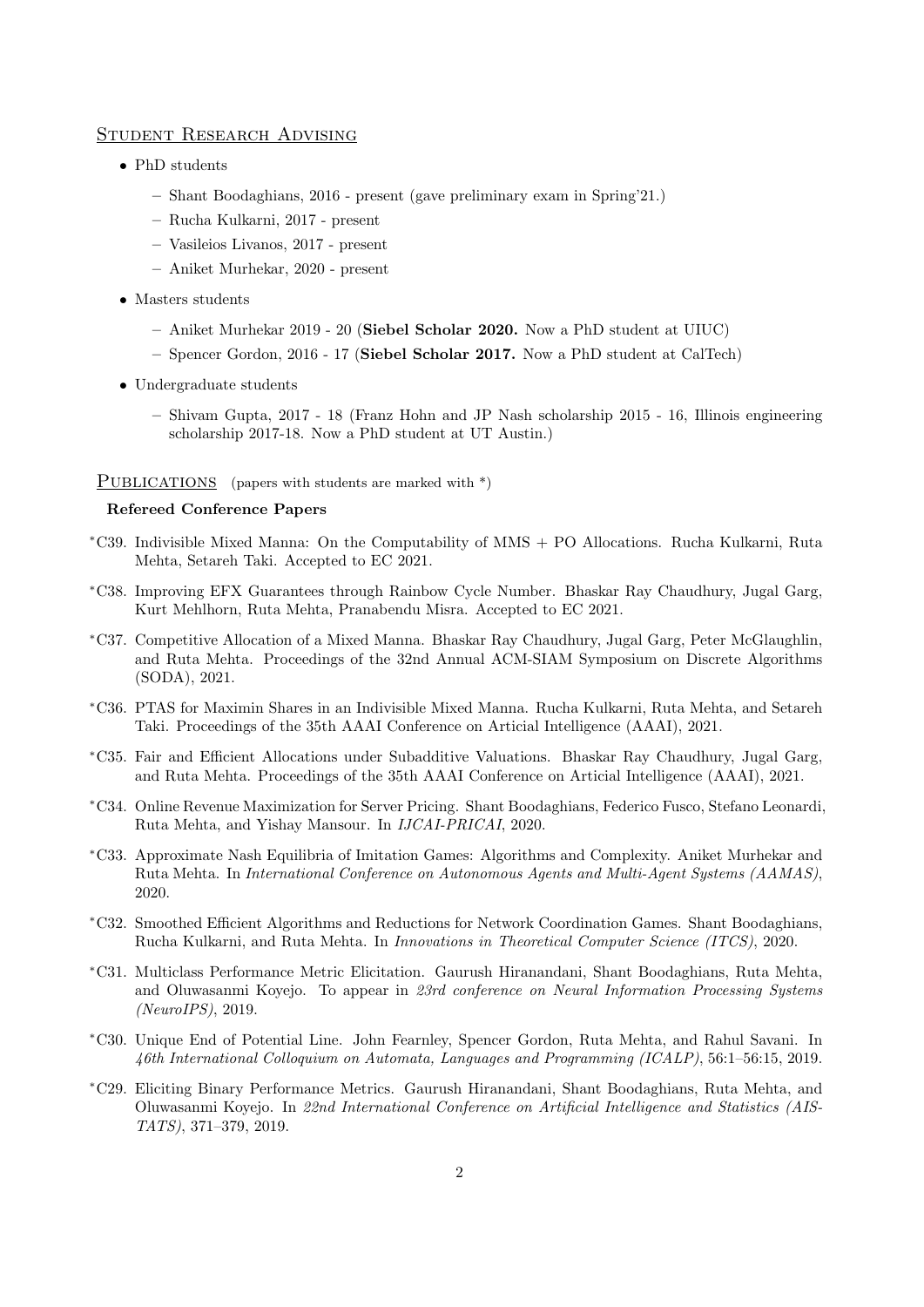## Student Research Advising

- PhD students
  - Shant Boodaghians, 2016 - present (gave preliminary exam in Spring'21.)
  - Rucha Kulkarni, 2017 - present
  - Vasileios Livanos, 2017 - present
  - Aniket Murhekar, 2020 - present
- Masters students
  - Aniket Murhekar 2019 - 20 (**Siebel Scholar 2020.** Now a PhD student at UIUC)
  - Spencer Gordon, 2016 - 17 (**Siebel Scholar 2017.** Now a PhD student at CalTech)
- Undergraduate students
  - Shivam Gupta, 2017 - 18 (Franz Hohn and JP Nash scholarship 2015 - 16, Illinois engineering scholarship 2017-18. Now a PhD student at UT Austin.)

## Publications (papers with students are marked with *)

### Refereed Conference Papers

*C39. Indivisible Mixed Manna: On the Computability of MMS + PO Allocations. Rucha Kulkarni, Ruta Mehta, Setareh Taki. Accepted to EC 2021.

*C38. Improving EFX Guarantees through Rainbow Cycle Number. Bhaskar Ray Chaudhury, Jugal Garg, Kurt Mehlhorn, Ruta Mehta, Pranabendu Misra. Accepted to EC 2021.

*C37. Competitive Allocation of a Mixed Manna. Bhaskar Ray Chaudhury, Jugal Garg, Peter McGlaughlin, and Ruta Mehta. Proceedings of the 32nd Annual ACM-SIAM Symposium on Discrete Algorithms (SODA), 2021.

*C36. PTAS for Maximin Shares in an Indivisible Mixed Manna. Rucha Kulkarni, Ruta Mehta, and Setareh Taki. Proceedings of the 35th AAAI Conference on Articial Intelligence (AAAI), 2021.

*C35. Fair and Efficient Allocations under Subadditive Valuations. Bhaskar Ray Chaudhury, Jugal Garg, and Ruta Mehta. Proceedings of the 35th AAAI Conference on Articial Intelligence (AAAI), 2021.

*C34. Online Revenue Maximization for Server Pricing. Shant Boodaghians, Federico Fusco, Stefano Leonardi, Ruta Mehta, and Yishay Mansour. In *IJCAI-PRICAI*, 2020.

*C33. Approximate Nash Equilibria of Imitation Games: Algorithms and Complexity. Aniket Murhekar and Ruta Mehta. In *International Conference on Autonomous Agents and Multi-Agent Systems (AAMAS)*, 2020.

*C32. Smoothed Efficient Algorithms and Reductions for Network Coordination Games. Shant Boodaghians, Rucha Kulkarni, and Ruta Mehta. In *Innovations in Theoretical Computer Science (ITCS)*, 2020.

*C31. Multiclass Performance Metric Elicitation. Gaurush Hiranandani, Shant Boodaghians, Ruta Mehta, and Oluwasanmi Koyejo. To appear in *23rd conference on Neural Information Processing Systems (NeuroIPS)*, 2019.

*C30. Unique End of Potential Line. John Fearnley, Spencer Gordon, Ruta Mehta, and Rahul Savani. In *46th International Colloquium on Automata, Languages and Programming (ICALP)*, 56:1–56:15, 2019.

*C29. Eliciting Binary Performance Metrics. Gaurush Hiranandani, Shant Boodaghians, Ruta Mehta, and Oluwasanmi Koyejo. In *22nd International Conference on Artificial Intelligence and Statistics (AISTATS)*, 371–379, 2019.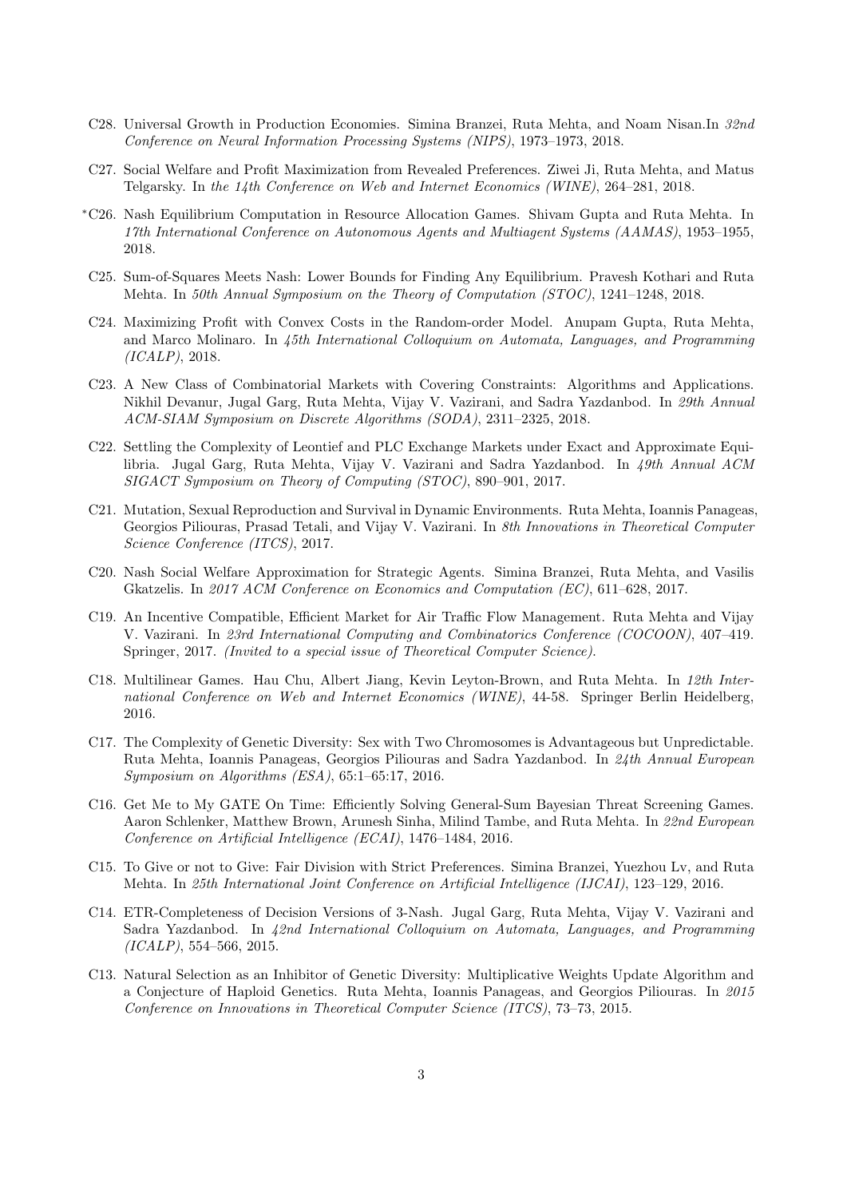C28. Universal Growth in Production Economies. Simina Branzei, Ruta Mehta, and Noam Nisan.In *32nd Conference on Neural Information Processing Systems (NIPS)*, 1973–1973, 2018.

C27. Social Welfare and Profit Maximization from Revealed Preferences. Ziwei Ji, Ruta Mehta, and Matus Telgarsky. In *the 14th Conference on Web and Internet Economics (WINE)*, 264–281, 2018.

*C26. Nash Equilibrium Computation in Resource Allocation Games. Shivam Gupta and Ruta Mehta. In *17th International Conference on Autonomous Agents and Multiagent Systems (AAMAS)*, 1953–1955, 2018.

C25. Sum-of-Squares Meets Nash: Lower Bounds for Finding Any Equilibrium. Pravesh Kothari and Ruta Mehta. In *50th Annual Symposium on the Theory of Computation (STOC)*, 1241–1248, 2018.

C24. Maximizing Profit with Convex Costs in the Random-order Model. Anupam Gupta, Ruta Mehta, and Marco Molinaro. In *45th International Colloquium on Automata, Languages, and Programming (ICALP)*, 2018.

C23. A New Class of Combinatorial Markets with Covering Constraints: Algorithms and Applications. Nikhil Devanur, Jugal Garg, Ruta Mehta, Vijay V. Vazirani, and Sadra Yazdanbod. In *29th Annual ACM-SIAM Symposium on Discrete Algorithms (SODA)*, 2311–2325, 2018.

C22. Settling the Complexity of Leontief and PLC Exchange Markets under Exact and Approximate Equilibria. Jugal Garg, Ruta Mehta, Vijay V. Vazirani and Sadra Yazdanbod. In *49th Annual ACM SIGACT Symposium on Theory of Computing (STOC)*, 890–901, 2017.

C21. Mutation, Sexual Reproduction and Survival in Dynamic Environments. Ruta Mehta, Ioannis Panageas, Georgios Piliouras, Prasad Tetali, and Vijay V. Vazirani. In *8th Innovations in Theoretical Computer Science Conference (ITCS)*, 2017.

C20. Nash Social Welfare Approximation for Strategic Agents. Simina Branzei, Ruta Mehta, and Vasilis Gkatzelis. In *2017 ACM Conference on Economics and Computation (EC)*, 611–628, 2017.

C19. An Incentive Compatible, Efficient Market for Air Traffic Flow Management. Ruta Mehta and Vijay V. Vazirani. In *23rd International Computing and Combinatorics Conference (COCOON)*, 407–419. Springer, 2017. *(Invited to a special issue of Theoretical Computer Science).*

C18. Multilinear Games. Hau Chu, Albert Jiang, Kevin Leyton-Brown, and Ruta Mehta. In *12th International Conference on Web and Internet Economics (WINE)*, 44-58. Springer Berlin Heidelberg, 2016.

C17. The Complexity of Genetic Diversity: Sex with Two Chromosomes is Advantageous but Unpredictable. Ruta Mehta, Ioannis Panageas, Georgios Piliouras and Sadra Yazdanbod. In *24th Annual European Symposium on Algorithms (ESA)*, 65:1–65:17, 2016.

C16. Get Me to My GATE On Time: Efficiently Solving General-Sum Bayesian Threat Screening Games. Aaron Schlenker, Matthew Brown, Arunesh Sinha, Milind Tambe, and Ruta Mehta. In *22nd European Conference on Artificial Intelligence (ECAI)*, 1476–1484, 2016.

C15. To Give or not to Give: Fair Division with Strict Preferences. Simina Branzei, Yuezhou Lv, and Ruta Mehta. In *25th International Joint Conference on Artificial Intelligence (IJCAI)*, 123–129, 2016.

C14. ETR-Completeness of Decision Versions of 3-Nash. Jugal Garg, Ruta Mehta, Vijay V. Vazirani and Sadra Yazdanbod. In *42nd International Colloquium on Automata, Languages, and Programming (ICALP)*, 554–566, 2015.

C13. Natural Selection as an Inhibitor of Genetic Diversity: Multiplicative Weights Update Algorithm and a Conjecture of Haploid Genetics. Ruta Mehta, Ioannis Panageas, and Georgios Piliouras. In *2015 Conference on Innovations in Theoretical Computer Science (ITCS)*, 73–73, 2015.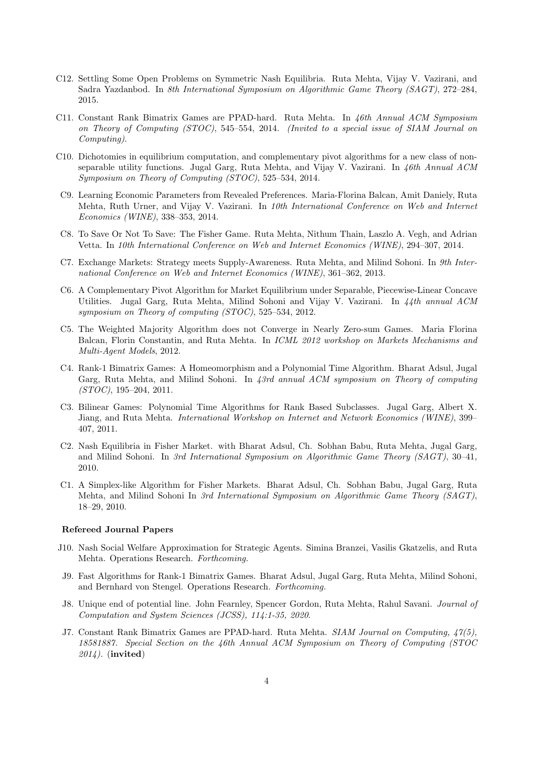C12. Settling Some Open Problems on Symmetric Nash Equilibria. Ruta Mehta, Vijay V. Vazirani, and Sadra Yazdanbod. In *8th International Symposium on Algorithmic Game Theory (SAGT)*, 272–284, 2015.

C11. Constant Rank Bimatrix Games are PPAD-hard. Ruta Mehta. In *46th Annual ACM Symposium on Theory of Computing (STOC)*, 545–554, 2014. *(Invited to a special issue of SIAM Journal on Computing).*

C10. Dichotomies in equilibrium computation, and complementary pivot algorithms for a new class of non-separable utility functions. Jugal Garg, Ruta Mehta, and Vijay V. Vazirani. In *46th Annual ACM Symposium on Theory of Computing (STOC)*, 525–534, 2014.

C9. Learning Economic Parameters from Revealed Preferences. Maria-Florina Balcan, Amit Daniely, Ruta Mehta, Ruth Urner, and Vijay V. Vazirani. In *10th International Conference on Web and Internet Economics (WINE)*, 338–353, 2014.

C8. To Save Or Not To Save: The Fisher Game. Ruta Mehta, Nithum Thain, Laszlo A. Vegh, and Adrian Vetta. In *10th International Conference on Web and Internet Economics (WINE)*, 294–307, 2014.

C7. Exchange Markets: Strategy meets Supply-Awareness. Ruta Mehta, and Milind Sohoni. In *9th International Conference on Web and Internet Economics (WINE)*, 361–362, 2013.

C6. A Complementary Pivot Algorithm for Market Equilibrium under Separable, Piecewise-Linear Concave Utilities. Jugal Garg, Ruta Mehta, Milind Sohoni and Vijay V. Vazirani. In *44th annual ACM symposium on Theory of computing (STOC)*, 525–534, 2012.

C5. The Weighted Majority Algorithm does not Converge in Nearly Zero-sum Games. Maria Florina Balcan, Florin Constantin, and Ruta Mehta. In *ICML 2012 workshop on Markets Mechanisms and Multi-Agent Models*, 2012.

C4. Rank-1 Bimatrix Games: A Homeomorphism and a Polynomial Time Algorithm. Bharat Adsul, Jugal Garg, Ruta Mehta, and Milind Sohoni. In *43rd annual ACM symposium on Theory of computing (STOC)*, 195–204, 2011.

C3. Bilinear Games: Polynomial Time Algorithms for Rank Based Subclasses. Jugal Garg, Albert X. Jiang, and Ruta Mehta. *International Workshop on Internet and Network Economics (WINE)*, 399–407, 2011.

C2. Nash Equilibria in Fisher Market. with Bharat Adsul, Ch. Sobhan Babu, Ruta Mehta, Jugal Garg, and Milind Sohoni. In *3rd International Symposium on Algorithmic Game Theory (SAGT)*, 30–41, 2010.

C1. A Simplex-like Algorithm for Fisher Markets. Bharat Adsul, Ch. Sobhan Babu, Jugal Garg, Ruta Mehta, and Milind Sohoni In *3rd International Symposium on Algorithmic Game Theory (SAGT)*, 18–29, 2010.

### Refereed Journal Papers

J10. Nash Social Welfare Approximation for Strategic Agents. Simina Branzei, Vasilis Gkatzelis, and Ruta Mehta. Operations Research. *Forthcoming.*

J9. Fast Algorithms for Rank-1 Bimatrix Games. Bharat Adsul, Jugal Garg, Ruta Mehta, Milind Sohoni, and Bernhard von Stengel. Operations Research. *Forthcoming.*

J8. Unique end of potential line. John Fearnley, Spencer Gordon, Ruta Mehta, Rahul Savani. *Journal of Computation and System Sciences (JCSS), 114:1-35, 2020.*

J7. Constant Rank Bimatrix Games are PPAD-hard. Ruta Mehta. *SIAM Journal on Computing, 47(5), 18581887. Special Section on the 46th Annual ACM Symposium on Theory of Computing (STOC 2014).* (**invited**)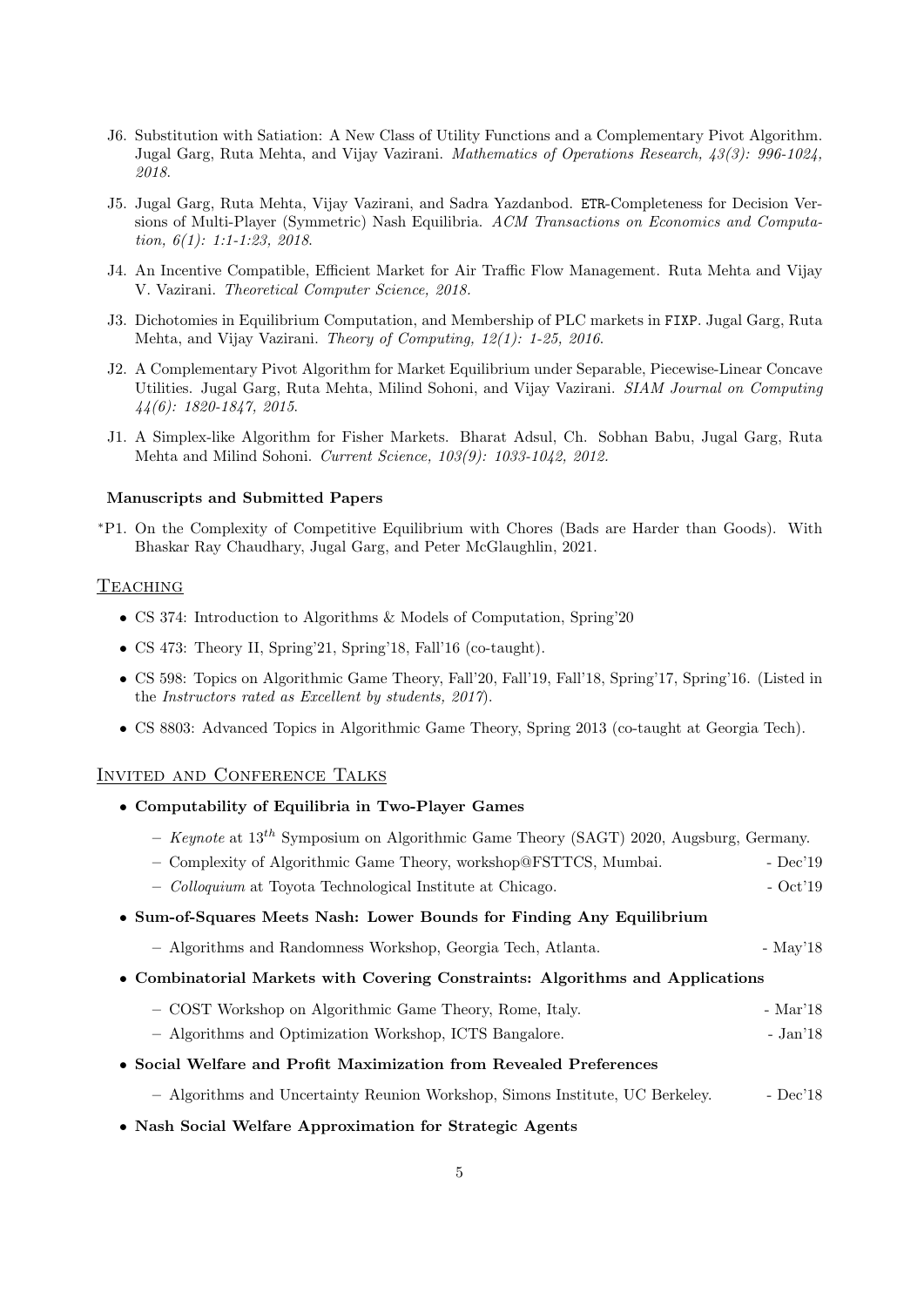- J6. Substitution with Satiation: A New Class of Utility Functions and a Complementary Pivot Algorithm. Jugal Garg, Ruta Mehta, and Vijay Vazirani. *Mathematics of Operations Research, 43(3): 996-1024, 2018.*

- J5. Jugal Garg, Ruta Mehta, Vijay Vazirani, and Sadra Yazdanbod. ETR-Completeness for Decision Versions of Multi-Player (Symmetric) Nash Equilibria. *ACM Transactions on Economics and Computation, 6(1): 1:1-1:23, 2018.*

- J4. An Incentive Compatible, Efficient Market for Air Traffic Flow Management. Ruta Mehta and Vijay V. Vazirani. *Theoretical Computer Science, 2018.*

- J3. Dichotomies in Equilibrium Computation, and Membership of PLC markets in FIXP. Jugal Garg, Ruta Mehta, and Vijay Vazirani. *Theory of Computing, 12(1): 1-25, 2016.*

- J2. A Complementary Pivot Algorithm for Market Equilibrium under Separable, Piecewise-Linear Concave Utilities. Jugal Garg, Ruta Mehta, Milind Sohoni, and Vijay Vazirani. *SIAM Journal on Computing 44(6): 1820-1847, 2015.*

- J1. A Simplex-like Algorithm for Fisher Markets. Bharat Adsul, Ch. Sobhan Babu, Jugal Garg, Ruta Mehta and Milind Sohoni. *Current Science, 103(9): 1033-1042, 2012.*

### Manuscripts and Submitted Papers

- *P1. On the Complexity of Competitive Equilibrium with Chores (Bads are Harder than Goods). With Bhaskar Ray Chaudhary, Jugal Garg, and Peter McGlaughlin, 2021.

## Teaching

- CS 374: Introduction to Algorithms & Models of Computation, Spring'20
- CS 473: Theory II, Spring'21, Spring'18, Fall'16 (co-taught).
- CS 598: Topics on Algorithmic Game Theory, Fall'20, Fall'19, Fall'18, Spring'17, Spring'16. (Listed in the *Instructors rated as Excellent by students, 2017*).
- CS 8803: Advanced Topics in Algorithmic Game Theory, Spring 2013 (co-taught at Georgia Tech).

## Invited and Conference Talks

- **Computability of Equilibria in Two-Player Games**
  - *Keynote* at 13th Symposium on Algorithmic Game Theory (SAGT) 2020, Augsburg, Germany.
  - Complexity of Algorithmic Game Theory, workshop@FSTTCS, Mumbai. - Dec'19
  - *Colloquium* at Toyota Technological Institute at Chicago. - Oct'19
- **Sum-of-Squares Meets Nash: Lower Bounds for Finding Any Equilibrium**
  - Algorithms and Randomness Workshop, Georgia Tech, Atlanta. - May'18
- **Combinatorial Markets with Covering Constraints: Algorithms and Applications**
  - COST Workshop on Algorithmic Game Theory, Rome, Italy. - Mar'18
  - Algorithms and Optimization Workshop, ICTS Bangalore. - Jan'18
- **Social Welfare and Profit Maximization from Revealed Preferences**
  - Algorithms and Uncertainty Reunion Workshop, Simons Institute, UC Berkeley. - Dec'18
- **Nash Social Welfare Approximation for Strategic Agents**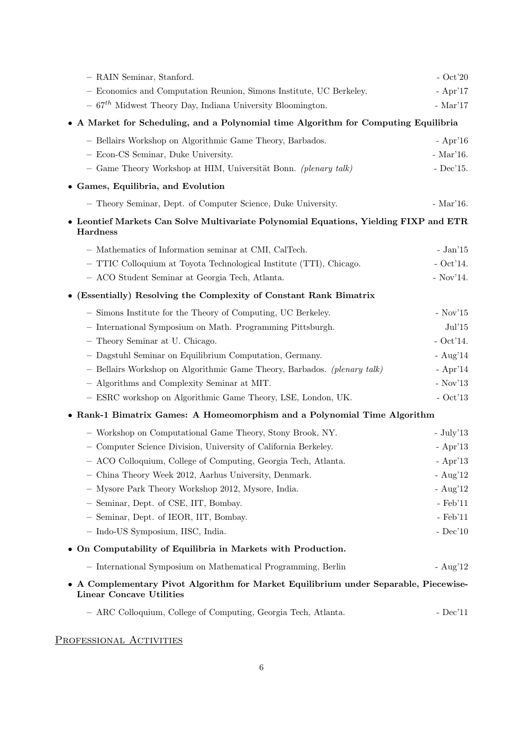- RAIN Seminar, Stanford. - Oct'20
- Economics and Computation Reunion, Simons Institute, UC Berkeley. - Apr'17
- $67^{th}$ Midwest Theory Day, Indiana University Bloomington. - Mar'17

- **A Market for Scheduling, and a Polynomial time Algorithm for Computing Equilibria**
  - Bellairs Workshop on Algorithmic Game Theory, Barbados. - Apr'16
  - Econ-CS Seminar, Duke University. - Mar'16.
  - Game Theory Workshop at HIM, Universität Bonn. *(plenary talk)* - Dec'15.

- **Games, Equilibria, and Evolution**
  - Theory Seminar, Dept. of Computer Science, Duke University. - Mar'16.

- **Leontief Markets Can Solve Multivariate Polynomial Equations, Yielding FIXP and ETR Hardness**
  - Mathematics of Information seminar at CMI, CalTech. - Jan'15
  - TTIC Colloquium at Toyota Technological Institute (TTI), Chicago. - Oct'14.
  - ACO Student Seminar at Georgia Tech, Atlanta. - Nov'14.

- **(Essentially) Resolving the Complexity of Constant Rank Bimatrix**
  - Simons Institute for the Theory of Computing, UC Berkeley. - Nov'15
  - International Symposium on Math. Programming Pittsburgh. Jul'15
  - Theory Seminar at U. Chicago. - Oct'14.
  - Dagstuhl Seminar on Equilibrium Computation, Germany. - Aug'14
  - Bellairs Workshop on Algorithmic Game Theory, Barbados. *(plenary talk)* - Apr'14
  - Algorithms and Complexity Seminar at MIT. - Nov'13
  - ESRC workshop on Algorithmic Game Theory, LSE, London, UK. - Oct'13

- **Rank-1 Bimatrix Games: A Homeomorphism and a Polynomial Time Algorithm**
  - Workshop on Computational Game Theory, Stony Brook, NY. - July'13
  - Computer Science Division, University of California Berkeley. - Apr'13
  - ACO Colloquium, College of Computing, Georgia Tech, Atlanta. - Apr'13
  - China Theory Week 2012, Aarhus University, Denmark. - Aug'12
  - Mysore Park Theory Workshop 2012, Mysore, India. - Aug'12
  - Seminar, Dept. of CSE, IIT, Bombay. - Feb'11
  - Seminar, Dept. of IEOR, IIT, Bombay. - Feb'11
  - Indo-US Symposium, IISC, India. - Dec'10

- **On Computability of Equilibria in Markets with Production.**
  - International Symposium on Mathematical Programming, Berlin - Aug'12

- **A Complementary Pivot Algorithm for Market Equilibrium under Separable, Piecewise-Linear Concave Utilities**
  - ARC Colloquium, College of Computing, Georgia Tech, Atlanta. - Dec'11

## Professional Activities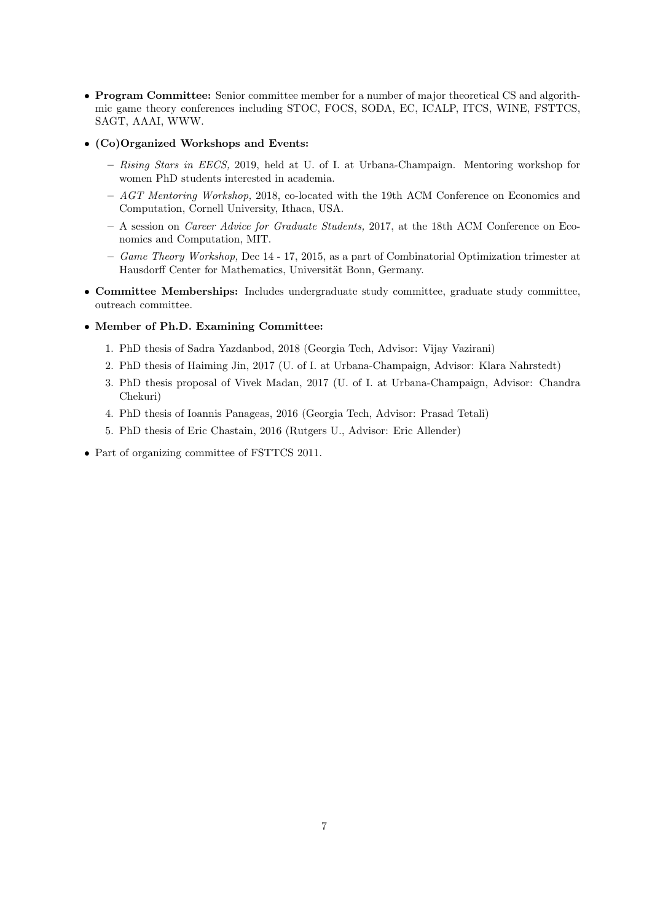- **Program Committee:** Senior committee member for a number of major theoretical CS and algorithmic game theory conferences including STOC, FOCS, SODA, EC, ICALP, ITCS, WINE, FSTTCS, SAGT, AAAI, WWW.
- **(Co)Organized Workshops and Events:**
  - *Rising Stars in EECS,* 2019, held at U. of I. at Urbana-Champaign. Mentoring workshop for women PhD students interested in academia.
  - *AGT Mentoring Workshop,* 2018, co-located with the 19th ACM Conference on Economics and Computation, Cornell University, Ithaca, USA.
  - A session on *Career Advice for Graduate Students,* 2017, at the 18th ACM Conference on Economics and Computation, MIT.
  - *Game Theory Workshop,* Dec 14 - 17, 2015, as a part of Combinatorial Optimization trimester at Hausdorff Center for Mathematics, Universität Bonn, Germany.
- **Committee Memberships:** Includes undergraduate study committee, graduate study committee, outreach committee.
- **Member of Ph.D. Examining Committee:**
  1. PhD thesis of Sadra Yazdanbod, 2018 (Georgia Tech, Advisor: Vijay Vazirani)
  2. PhD thesis of Haiming Jin, 2017 (U. of I. at Urbana-Champaign, Advisor: Klara Nahrstedt)
  3. PhD thesis proposal of Vivek Madan, 2017 (U. of I. at Urbana-Champaign, Advisor: Chandra Chekuri)
  4. PhD thesis of Ioannis Panageas, 2016 (Georgia Tech, Advisor: Prasad Tetali)
  5. PhD thesis of Eric Chastain, 2016 (Rutgers U., Advisor: Eric Allender)
- Part of organizing committee of FSTTCS 2011.